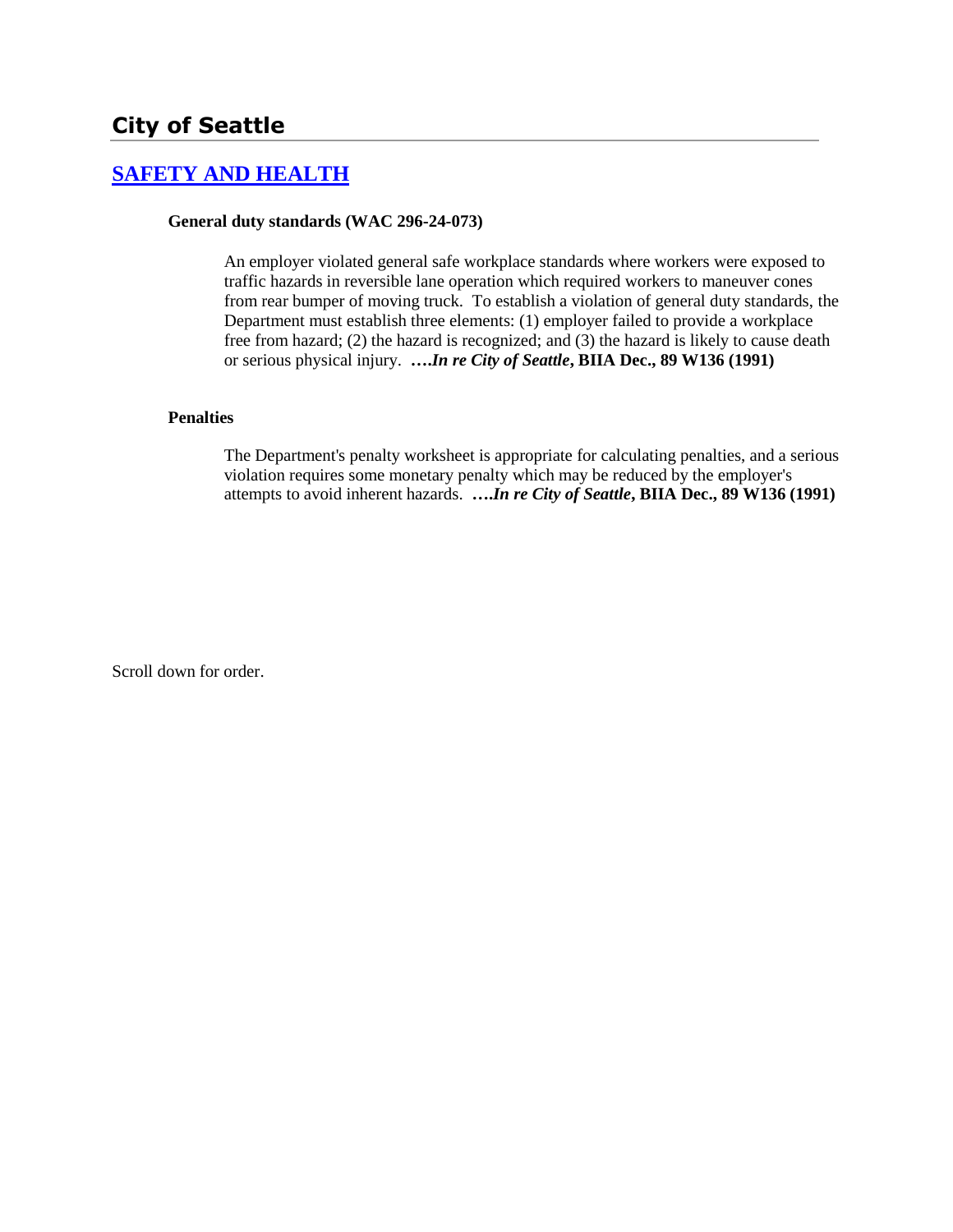## City of Seattle

### [SAFETY AND HEALTH]

**General duty standards (WAC 296-24-073)**

An employer violated general safe workplace standards where workers were exposed to traffic hazards in reversible lane operation which required workers to maneuver cones from rear bumper of moving truck. To establish a violation of general duty standards, the Department must establish three elements: (1) employer failed to provide a workplace free from hazard; (2) the hazard is recognized; and (3) the hazard is likely to cause death or serious physical injury. **….*In re City of Seattle*, BIIA Dec., 89 W136 (1991)**

**Penalties**

The Department's penalty worksheet is appropriate for calculating penalties, and a serious violation requires some monetary penalty which may be reduced by the employer's attempts to avoid inherent hazards. **….*In re City of Seattle*, BIIA Dec., 89 W136 (1991)**

Scroll down for order.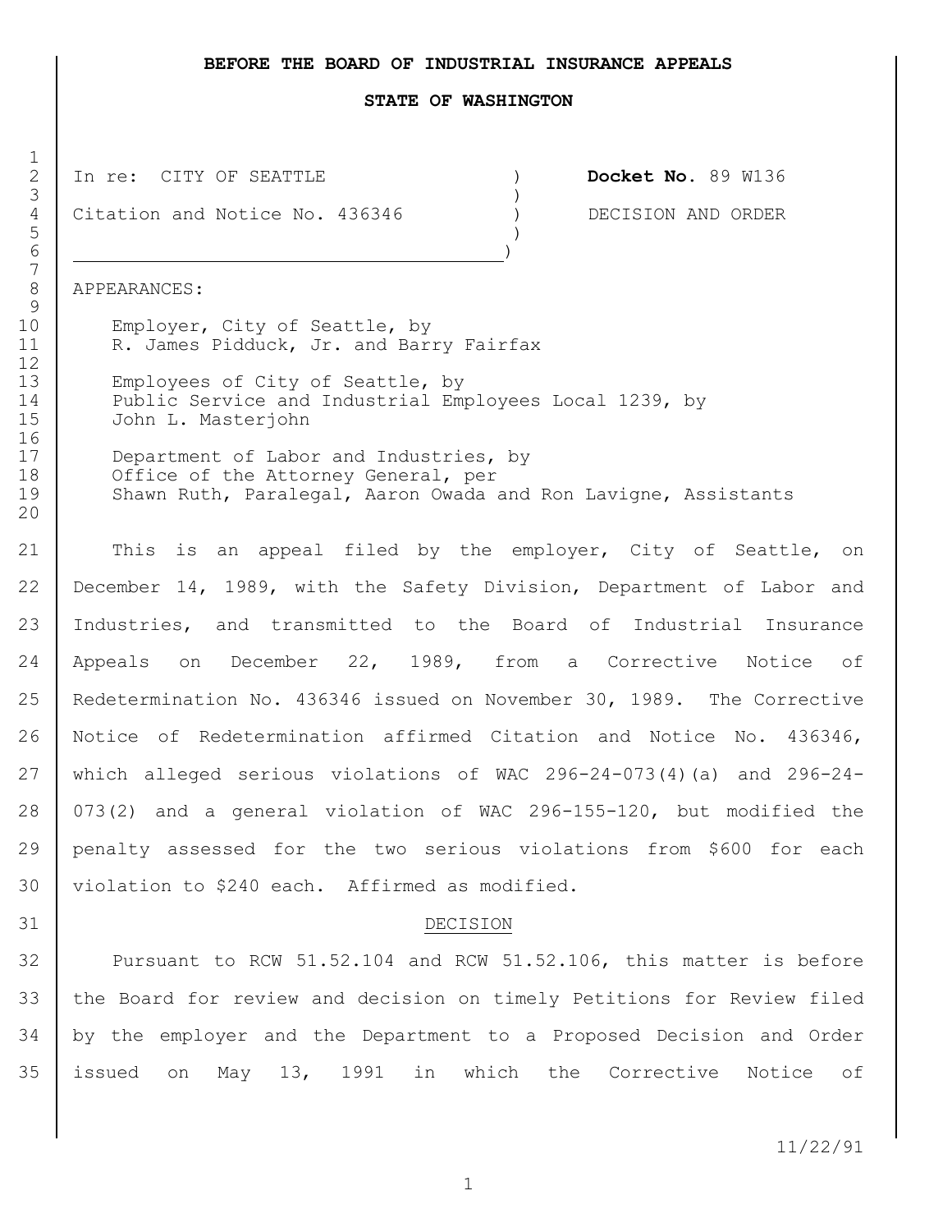**BEFORE THE BOARD OF INDUSTRIAL INSURANCE APPEALS**

**STATE OF WASHINGTON**

| | | |
|---|---|---|
| In re: CITY OF SEATTLE | ) | **Docket No.** 89 W136 |
| Citation and Notice No. 436346 | ) | DECISION AND ORDER |

APPEARANCES:

Employer, City of Seattle, by
R. James Pidduck, Jr. and Barry Fairfax

Employees of City of Seattle, by
Public Service and Industrial Employees Local 1239, by
John L. Masterjohn

Department of Labor and Industries, by
Office of the Attorney General, per
Shawn Ruth, Paralegal, Aaron Owada and Ron Lavigne, Assistants

This is an appeal filed by the employer, City of Seattle, on December 14, 1989, with the Safety Division, Department of Labor and Industries, and transmitted to the Board of Industrial Insurance Appeals on December 22, 1989, from a Corrective Notice of Redetermination No. 436346 issued on November 30, 1989. The Corrective Notice of Redetermination affirmed Citation and Notice No. 436346, which alleged serious violations of WAC 296-24-073(4)(a) and 296-24-073(2) and a general violation of WAC 296-155-120, but modified the penalty assessed for the two serious violations from $600 for each violation to $240 each. Affirmed as modified.

## DECISION

Pursuant to RCW 51.52.104 and RCW 51.52.106, this matter is before the Board for review and decision on timely Petitions for Review filed by the employer and the Department to a Proposed Decision and Order issued on May 13, 1991 in which the Corrective Notice of

11/22/91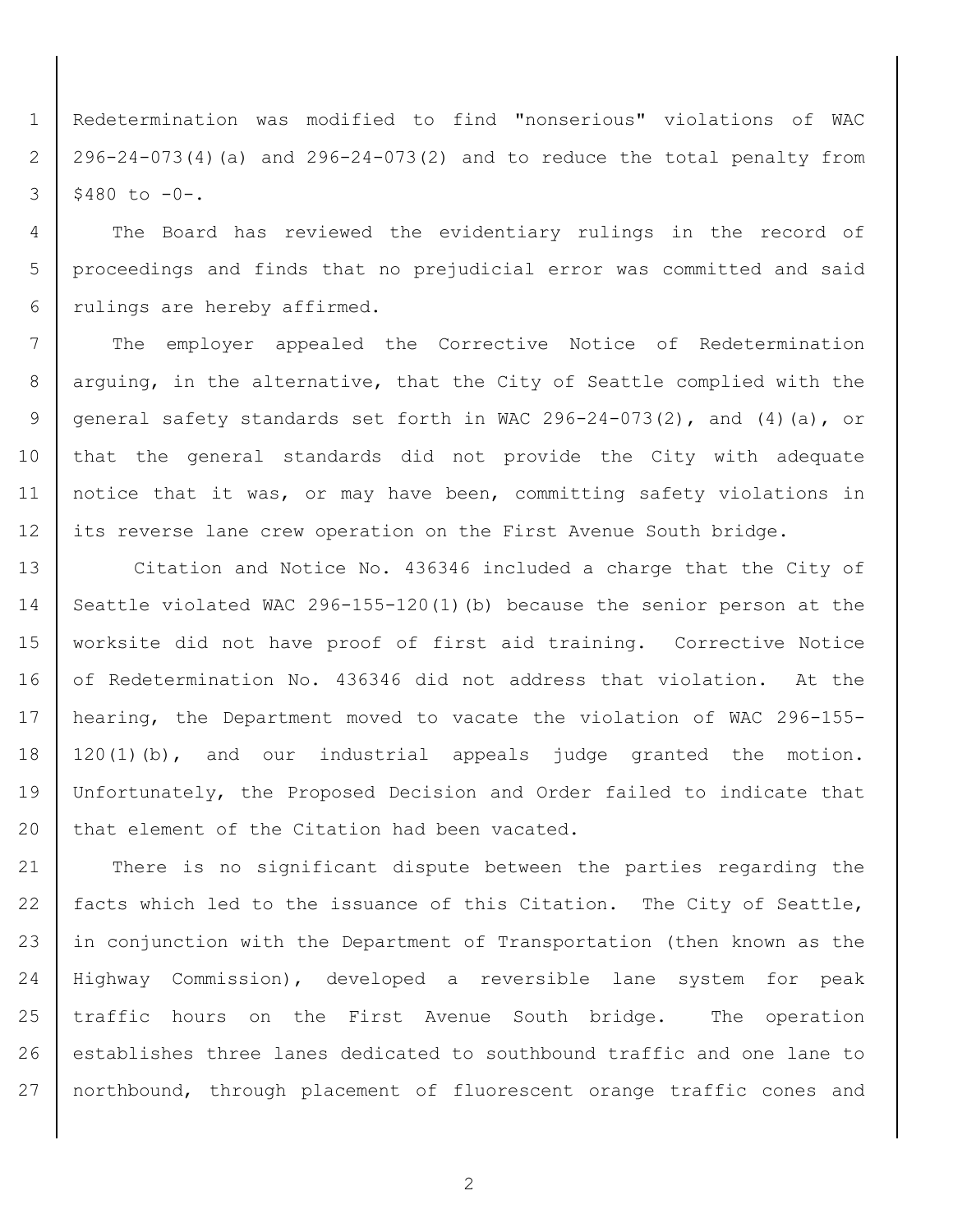Redetermination was modified to find "nonserious" violations of WAC 296-24-073(4)(a) and 296-24-073(2) and to reduce the total penalty from $480 to -0-.

The Board has reviewed the evidentiary rulings in the record of proceedings and finds that no prejudicial error was committed and said rulings are hereby affirmed.

The employer appealed the Corrective Notice of Redetermination arguing, in the alternative, that the City of Seattle complied with the general safety standards set forth in WAC 296-24-073(2), and (4)(a), or that the general standards did not provide the City with adequate notice that it was, or may have been, committing safety violations in its reverse lane crew operation on the First Avenue South bridge.

Citation and Notice No. 436346 included a charge that the City of Seattle violated WAC 296-155-120(1)(b) because the senior person at the worksite did not have proof of first aid training. Corrective Notice of Redetermination No. 436346 did not address that violation. At the hearing, the Department moved to vacate the violation of WAC 296-155-120(1)(b), and our industrial appeals judge granted the motion. Unfortunately, the Proposed Decision and Order failed to indicate that that element of the Citation had been vacated.

There is no significant dispute between the parties regarding the facts which led to the issuance of this Citation. The City of Seattle, in conjunction with the Department of Transportation (then known as the Highway Commission), developed a reversible lane system for peak traffic hours on the First Avenue South bridge. The operation establishes three lanes dedicated to southbound traffic and one lane to northbound, through placement of fluorescent orange traffic cones and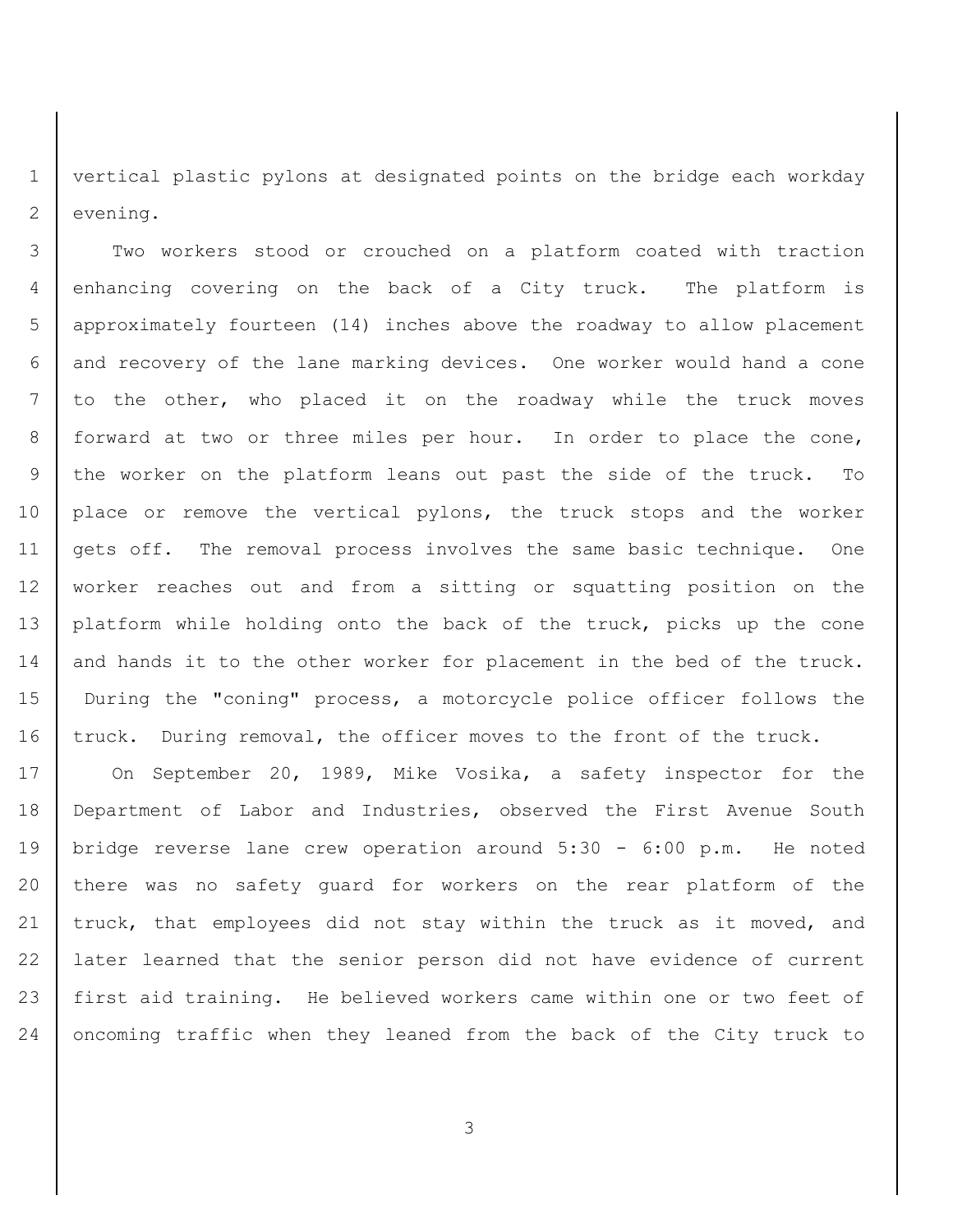vertical plastic pylons at designated points on the bridge each workday evening.

Two workers stood or crouched on a platform coated with traction enhancing covering on the back of a City truck. The platform is approximately fourteen (14) inches above the roadway to allow placement and recovery of the lane marking devices. One worker would hand a cone to the other, who placed it on the roadway while the truck moves forward at two or three miles per hour. In order to place the cone, the worker on the platform leans out past the side of the truck. To place or remove the vertical pylons, the truck stops and the worker gets off. The removal process involves the same basic technique. One worker reaches out and from a sitting or squatting position on the platform while holding onto the back of the truck, picks up the cone and hands it to the other worker for placement in the bed of the truck. During the "coning" process, a motorcycle police officer follows the truck. During removal, the officer moves to the front of the truck.

On September 20, 1989, Mike Vosika, a safety inspector for the Department of Labor and Industries, observed the First Avenue South bridge reverse lane crew operation around 5:30 - 6:00 p.m. He noted there was no safety guard for workers on the rear platform of the truck, that employees did not stay within the truck as it moved, and later learned that the senior person did not have evidence of current first aid training. He believed workers came within one or two feet of oncoming traffic when they leaned from the back of the City truck to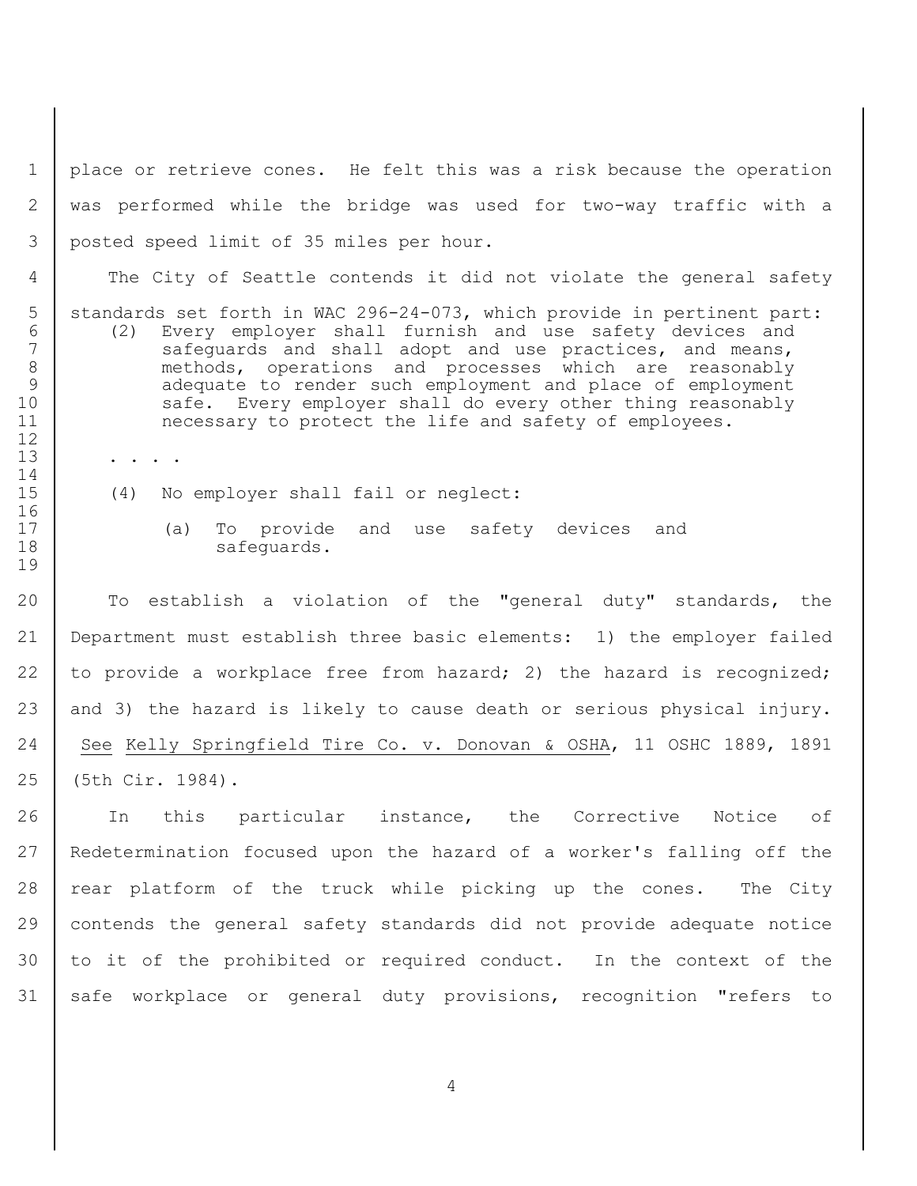place or retrieve cones. He felt this was a risk because the operation was performed while the bridge was used for two-way traffic with a posted speed limit of 35 miles per hour.

The City of Seattle contends it did not violate the general safety standards set forth in WAC 296-24-073, which provide in pertinent part:

> (2) Every employer shall furnish and use safety devices and safeguards and shall adopt and use practices, and means, methods, operations and processes which are reasonably adequate to render such employment and place of employment safe. Every employer shall do every other thing reasonably necessary to protect the life and safety of employees.
>
> . . . .
>
> (4) No employer shall fail or neglect:
>
> (a) To provide and use safety devices and safeguards.

To establish a violation of the "general duty" standards, the Department must establish three basic elements: 1) the employer failed to provide a workplace free from hazard; 2) the hazard is recognized; and 3) the hazard is likely to cause death or serious physical injury. See Kelly Springfield Tire Co. v. Donovan & OSHA, 11 OSHC 1889, 1891 (5th Cir. 1984).

In this particular instance, the Corrective Notice of Redetermination focused upon the hazard of a worker's falling off the rear platform of the truck while picking up the cones. The City contends the general safety standards did not provide adequate notice to it of the prohibited or required conduct. In the context of the safe workplace or general duty provisions, recognition "refers to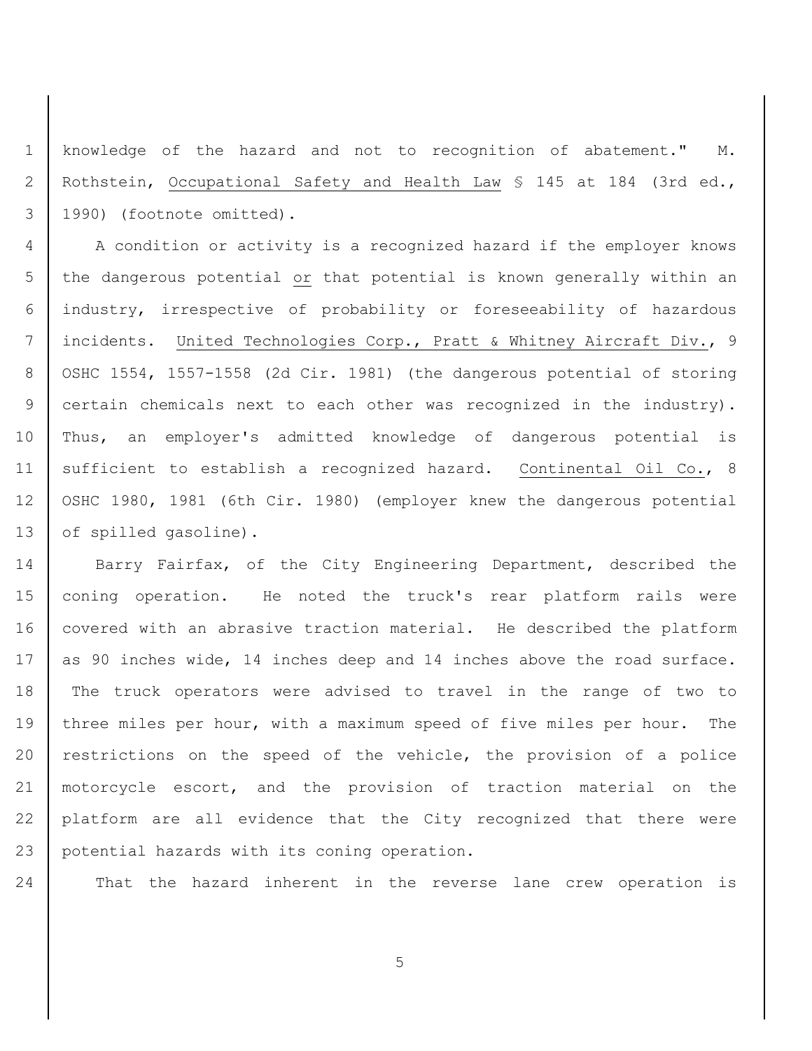knowledge of the hazard and not to recognition of abatement." M. Rothstein, Occupational Safety and Health Law § 145 at 184 (3rd ed., 1990) (footnote omitted).

A condition or activity is a recognized hazard if the employer knows the dangerous potential *or* that potential is known generally within an industry, irrespective of probability or foreseeability of hazardous incidents. United Technologies Corp., Pratt & Whitney Aircraft Div., 9 OSHC 1554, 1557-1558 (2d Cir. 1981) (the dangerous potential of storing certain chemicals next to each other was recognized in the industry). Thus, an employer's admitted knowledge of dangerous potential is sufficient to establish a recognized hazard. Continental Oil Co., 8 OSHC 1980, 1981 (6th Cir. 1980) (employer knew the dangerous potential of spilled gasoline).

Barry Fairfax, of the City Engineering Department, described the coning operation. He noted the truck's rear platform rails were covered with an abrasive traction material. He described the platform as 90 inches wide, 14 inches deep and 14 inches above the road surface. The truck operators were advised to travel in the range of two to three miles per hour, with a maximum speed of five miles per hour. The restrictions on the speed of the vehicle, the provision of a police motorcycle escort, and the provision of traction material on the platform are all evidence that the City recognized that there were potential hazards with its coning operation.

That the hazard inherent in the reverse lane crew operation is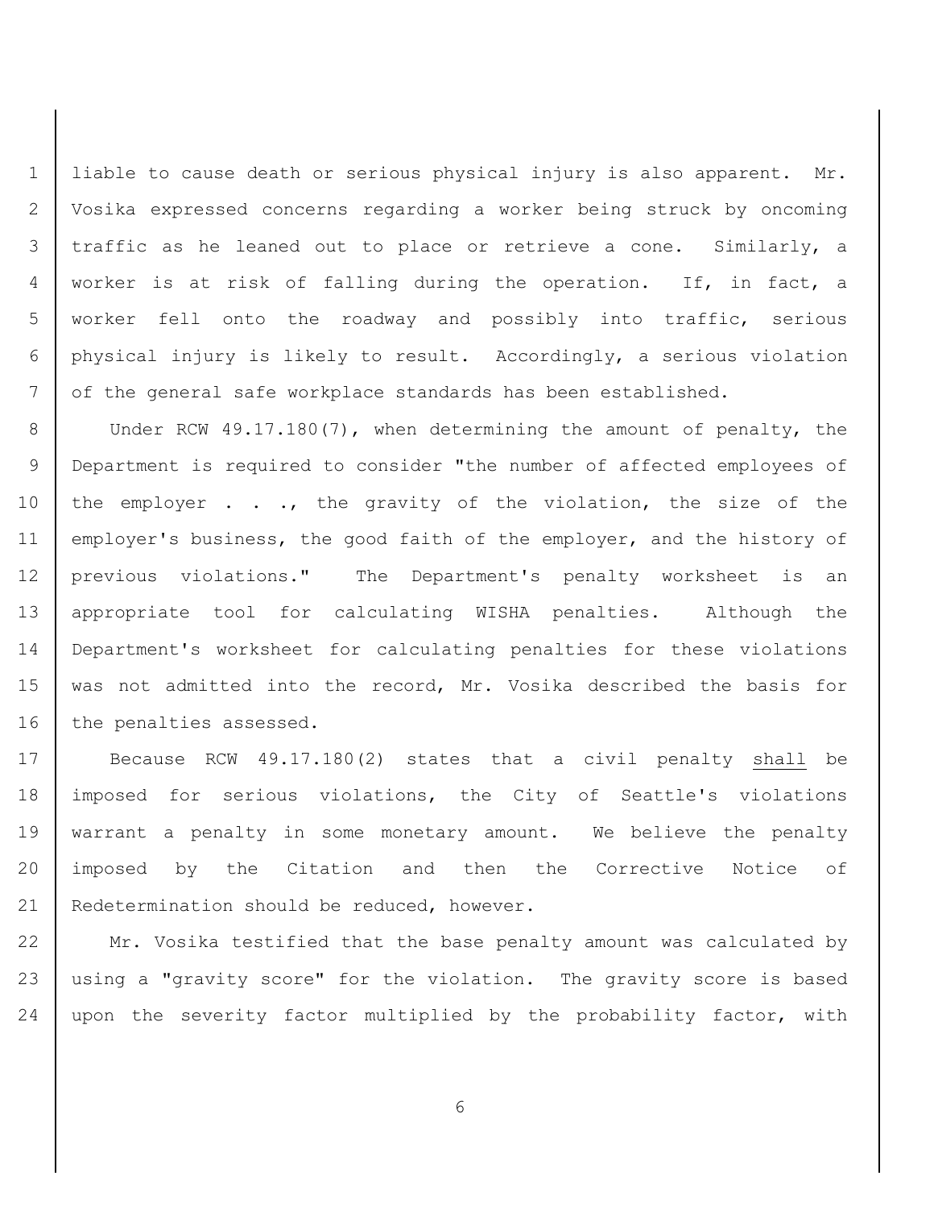liable to cause death or serious physical injury is also apparent. Mr. Vosika expressed concerns regarding a worker being struck by oncoming traffic as he leaned out to place or retrieve a cone. Similarly, a worker is at risk of falling during the operation. If, in fact, a worker fell onto the roadway and possibly into traffic, serious physical injury is likely to result. Accordingly, a serious violation of the general safe workplace standards has been established.

Under RCW 49.17.180(7), when determining the amount of penalty, the Department is required to consider "the number of affected employees of the employer . . ., the gravity of the violation, the size of the employer's business, the good faith of the employer, and the history of previous violations." The Department's penalty worksheet is an appropriate tool for calculating WISHA penalties. Although the Department's worksheet for calculating penalties for these violations was not admitted into the record, Mr. Vosika described the basis for the penalties assessed.

Because RCW 49.17.180(2) states that a civil penalty <u>shall</u> be imposed for serious violations, the City of Seattle's violations warrant a penalty in some monetary amount. We believe the penalty imposed by the Citation and then the Corrective Notice of Redetermination should be reduced, however.

Mr. Vosika testified that the base penalty amount was calculated by using a "gravity score" for the violation. The gravity score is based upon the severity factor multiplied by the probability factor, with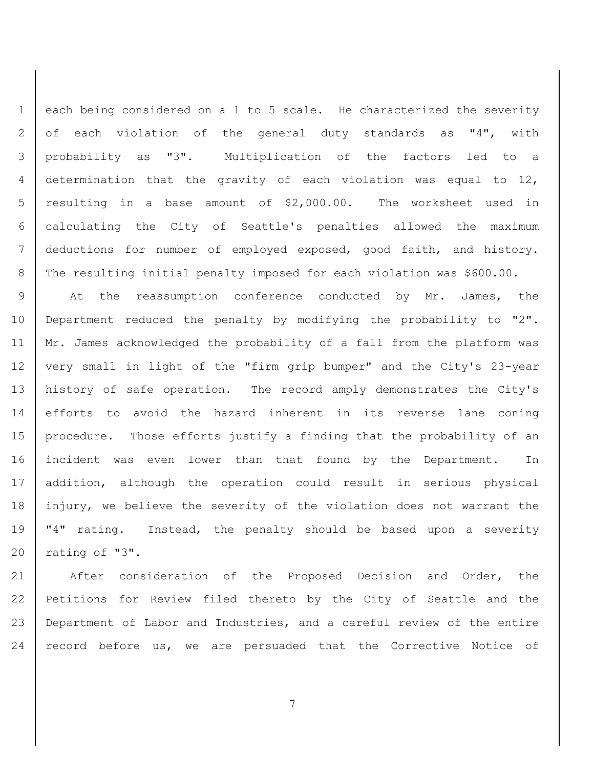each being considered on a 1 to 5 scale. He characterized the severity of each violation of the general duty standards as "4", with probability as "3". Multiplication of the factors led to a determination that the gravity of each violation was equal to 12, resulting in a base amount of $2,000.00. The worksheet used in calculating the City of Seattle's penalties allowed the maximum deductions for number of employed exposed, good faith, and history. The resulting initial penalty imposed for each violation was $600.00.

At the reassumption conference conducted by Mr. James, the Department reduced the penalty by modifying the probability to "2". Mr. James acknowledged the probability of a fall from the platform was very small in light of the "firm grip bumper" and the City's 23-year history of safe operation. The record amply demonstrates the City's efforts to avoid the hazard inherent in its reverse lane coning procedure. Those efforts justify a finding that the probability of an incident was even lower than that found by the Department. In addition, although the operation could result in serious physical injury, we believe the severity of the violation does not warrant the "4" rating. Instead, the penalty should be based upon a severity rating of "3".

After consideration of the Proposed Decision and Order, the Petitions for Review filed thereto by the City of Seattle and the Department of Labor and Industries, and a careful review of the entire record before us, we are persuaded that the Corrective Notice of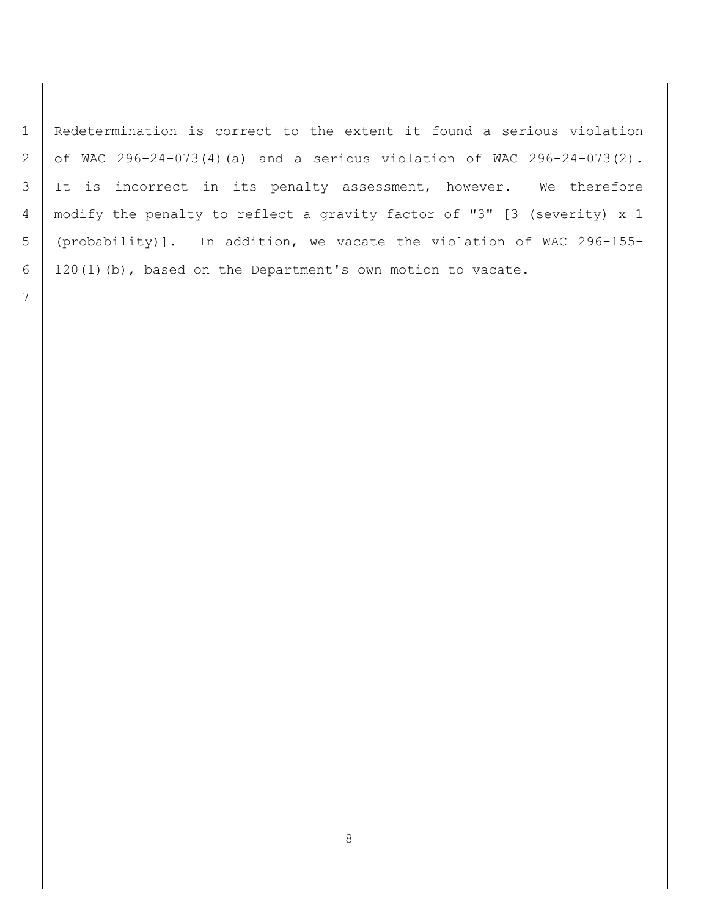Redetermination is correct to the extent it found a serious violation of WAC 296-24-073(4)(a) and a serious violation of WAC 296-24-073(2). It is incorrect in its penalty assessment, however. We therefore modify the penalty to reflect a gravity factor of "3" [3 (severity) x 1 (probability)]. In addition, we vacate the violation of WAC 296-155-120(1)(b), based on the Department's own motion to vacate.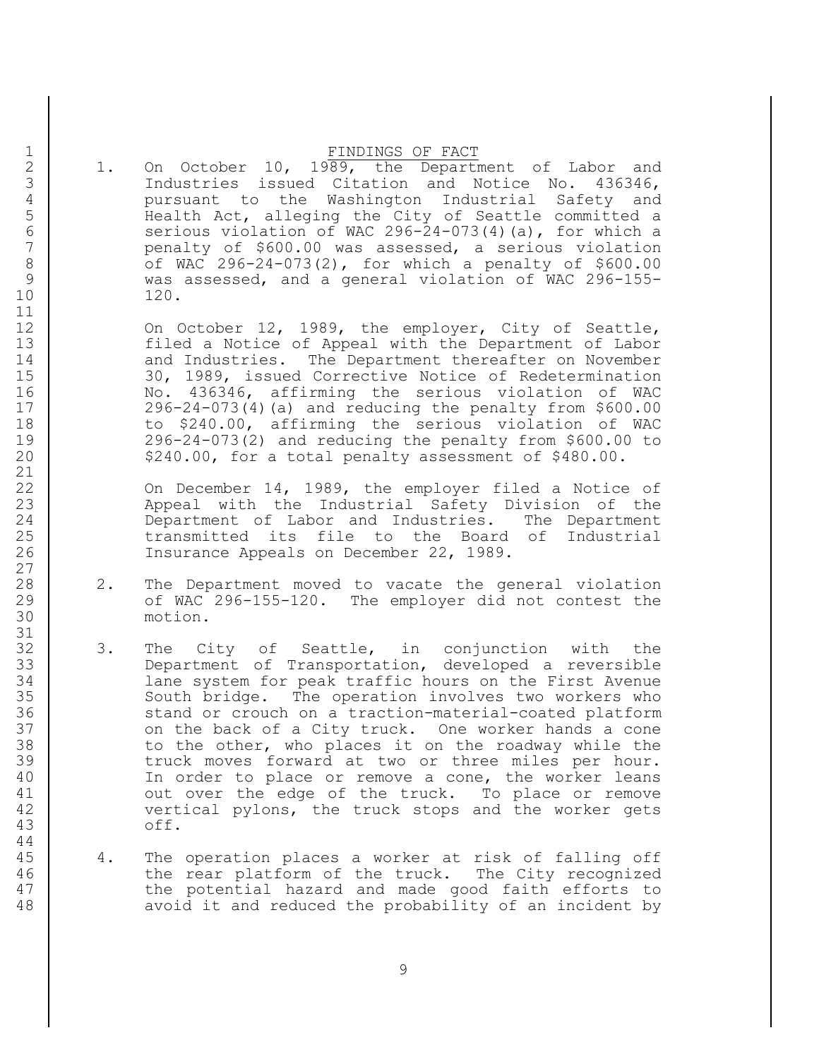## FINDINGS OF FACT

1. On October 10, 1989, the Department of Labor and Industries issued Citation and Notice No. 436346, pursuant to the Washington Industrial Safety and Health Act, alleging the City of Seattle committed a serious violation of WAC 296-24-073(4)(a), for which a penalty of $600.00 was assessed, a serious violation of WAC 296-24-073(2), for which a penalty of $600.00 was assessed, and a general violation of WAC 296-155-120.

   On October 12, 1989, the employer, City of Seattle, filed a Notice of Appeal with the Department of Labor and Industries. The Department thereafter on November 30, 1989, issued Corrective Notice of Redetermination No. 436346, affirming the serious violation of WAC 296-24-073(4)(a) and reducing the penalty from $600.00 to $240.00, affirming the serious violation of WAC 296-24-073(2) and reducing the penalty from $600.00 to $240.00, for a total penalty assessment of $480.00.

   On December 14, 1989, the employer filed a Notice of Appeal with the Industrial Safety Division of the Department of Labor and Industries. The Department transmitted its file to the Board of Industrial Insurance Appeals on December 22, 1989.

2. The Department moved to vacate the general violation of WAC 296-155-120. The employer did not contest the motion.

3. The City of Seattle, in conjunction with the Department of Transportation, developed a reversible lane system for peak traffic hours on the First Avenue South bridge. The operation involves two workers who stand or crouch on a traction-material-coated platform on the back of a City truck. One worker hands a cone to the other, who places it on the roadway while the truck moves forward at two or three miles per hour. In order to place or remove a cone, the worker leans out over the edge of the truck. To place or remove vertical pylons, the truck stops and the worker gets off.

4. The operation places a worker at risk of falling off the rear platform of the truck. The City recognized the potential hazard and made good faith efforts to avoid it and reduced the probability of an incident by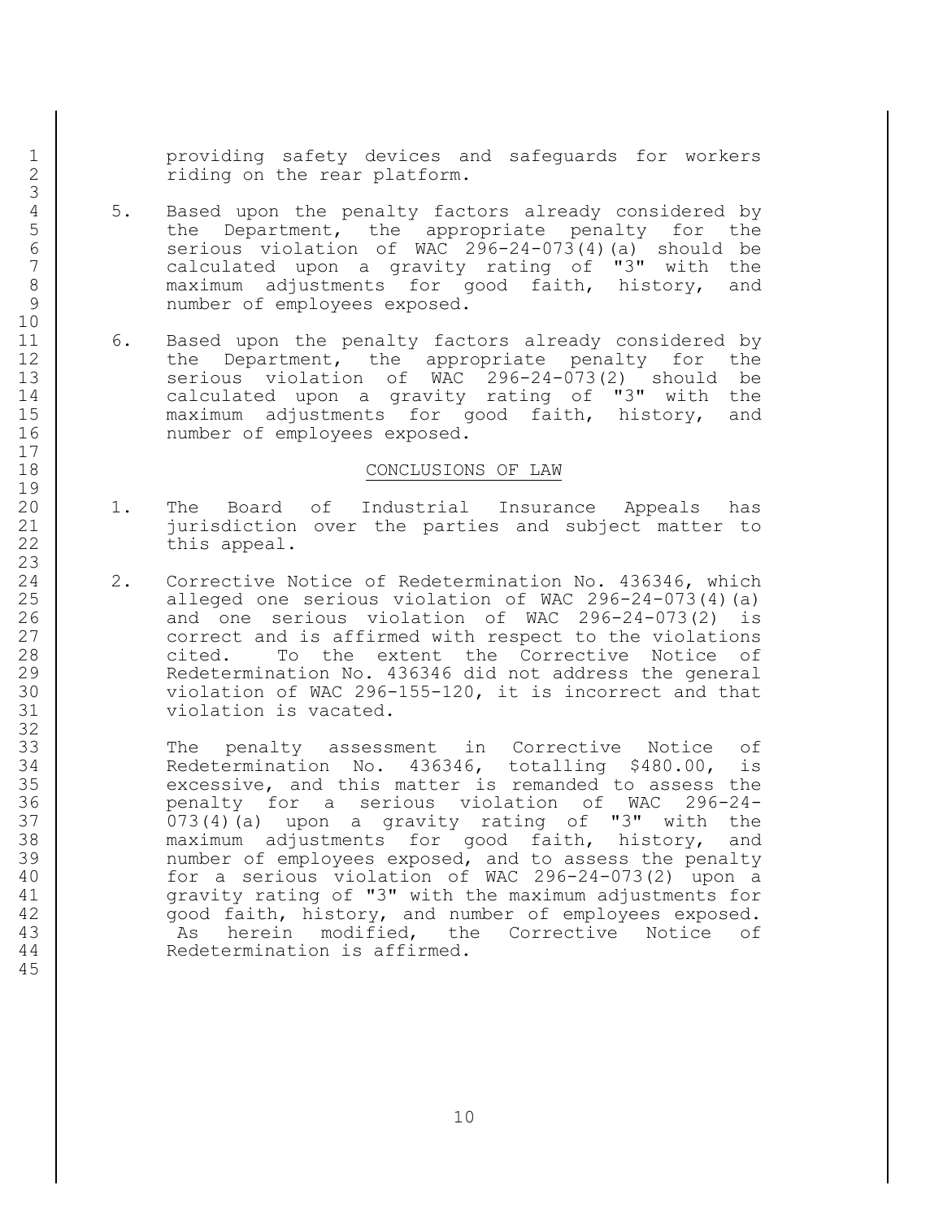providing safety devices and safeguards for workers riding on the rear platform.

5. Based upon the penalty factors already considered by the Department, the appropriate penalty for the serious violation of WAC 296-24-073(4)(a) should be calculated upon a gravity rating of "3" with the maximum adjustments for good faith, history, and number of employees exposed.

6. Based upon the penalty factors already considered by the Department, the appropriate penalty for the serious violation of WAC 296-24-073(2) should be calculated upon a gravity rating of "3" with the maximum adjustments for good faith, history, and number of employees exposed.

## CONCLUSIONS OF LAW

1. The Board of Industrial Insurance Appeals has jurisdiction over the parties and subject matter to this appeal.

2. Corrective Notice of Redetermination No. 436346, which alleged one serious violation of WAC 296-24-073(4)(a) and one serious violation of WAC 296-24-073(2) is correct and is affirmed with respect to the violations cited. To the extent the Corrective Notice of Redetermination No. 436346 did not address the general violation of WAC 296-155-120, it is incorrect and that violation is vacated.

   The penalty assessment in Corrective Notice of Redetermination No. 436346, totalling $480.00, is excessive, and this matter is remanded to assess the penalty for a serious violation of WAC 296-24-073(4)(a) upon a gravity rating of "3" with the maximum adjustments for good faith, history, and number of employees exposed, and to assess the penalty for a serious violation of WAC 296-24-073(2) upon a gravity rating of "3" with the maximum adjustments for good faith, history, and number of employees exposed. As herein modified, the Corrective Notice of Redetermination is affirmed.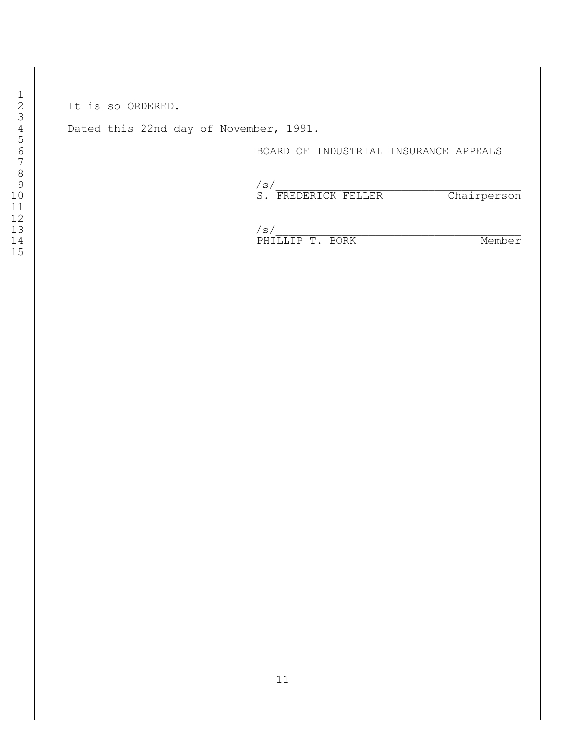It is so ORDERED.

Dated this 22nd day of November, 1991.

BOARD OF INDUSTRIAL INSURANCE APPEALS

/s/______________________________________
S. FREDERICK FELLER Chairperson

/s/______________________________________
PHILLIP T. BORK Member